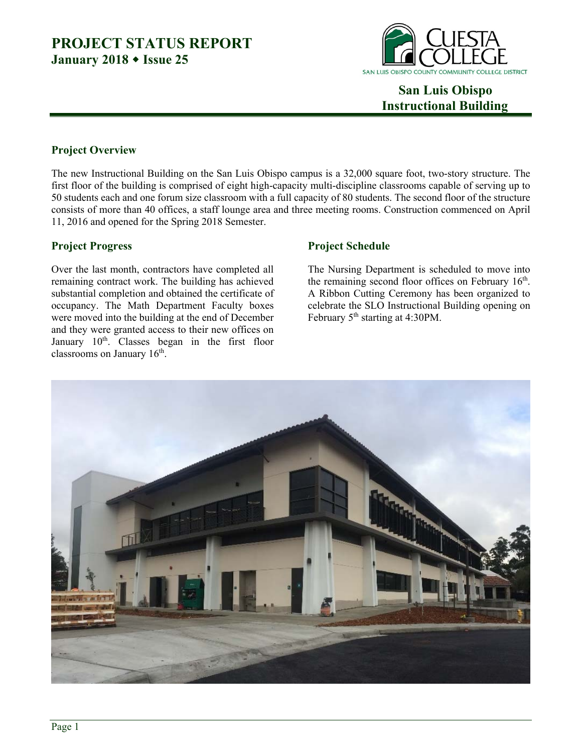# PROJECT STATUS REPORT

**January 2018 ◆ Issue 25**

CUESTA COLLEGE
SAN LUIS OBISPO COUNTY COMMUNITY COLLEGE DISTRICT

## San Luis Obispo Instructional Building

### Project Overview

The new Instructional Building on the San Luis Obispo campus is a 32,000 square foot, two-story structure. The first floor of the building is comprised of eight high-capacity multi-discipline classrooms capable of serving up to 50 students each and one forum size classroom with a full capacity of 80 students. The second floor of the structure consists of more than 40 offices, a staff lounge area and three meeting rooms. Construction commenced on April 11, 2016 and opened for the Spring 2018 Semester.

### Project Progress

Over the last month, contractors have completed all remaining contract work. The building has achieved substantial completion and obtained the certificate of occupancy. The Math Department Faculty boxes were moved into the building at the end of December and they were granted access to their new offices on January 10th. Classes began in the first floor classrooms on January 16th.

### Project Schedule

The Nursing Department is scheduled to move into the remaining second floor offices on February 16th. A Ribbon Cutting Ceremony has been organized to celebrate the SLO Instructional Building opening on February 5th starting at 4:30PM.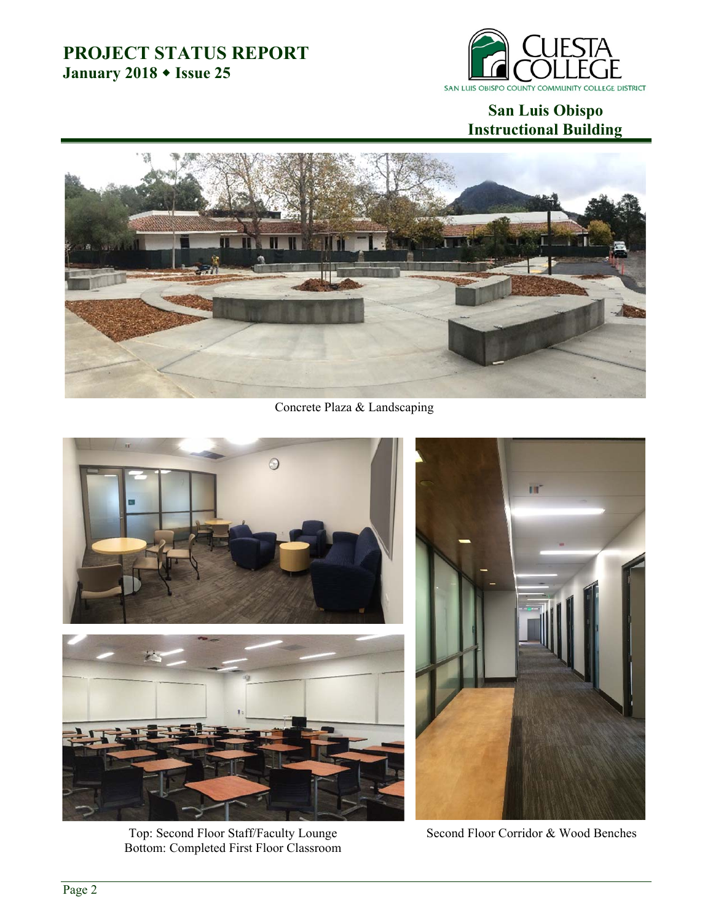# PROJECT STATUS REPORT

**January 2018 ◆ Issue 25**

## San Luis Obispo Instructional Building

Concrete Plaza & Landscaping

Top: Second Floor Staff/Faculty Lounge
Bottom: Completed First Floor Classroom

Second Floor Corridor & Wood Benches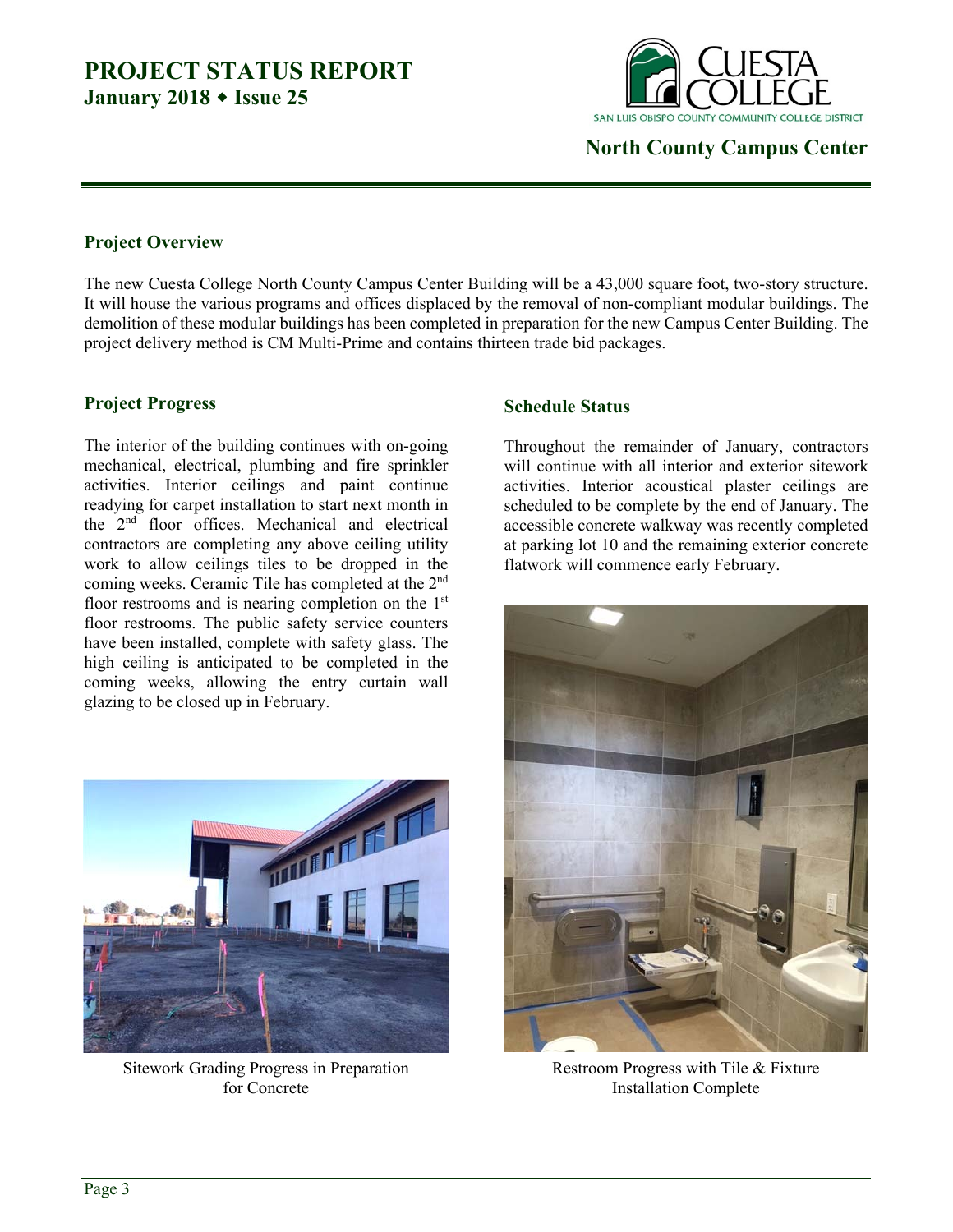# PROJECT STATUS REPORT

**January 2018 ◆ Issue 25**

## North County Campus Center

### Project Overview

The new Cuesta College North County Campus Center Building will be a 43,000 square foot, two-story structure. It will house the various programs and offices displaced by the removal of non-compliant modular buildings. The demolition of these modular buildings has been completed in preparation for the new Campus Center Building. The project delivery method is CM Multi-Prime and contains thirteen trade bid packages.

### Project Progress

The interior of the building continues with on-going mechanical, electrical, plumbing and fire sprinkler activities. Interior ceilings and paint continue readying for carpet installation to start next month in the 2nd floor offices. Mechanical and electrical contractors are completing any above ceiling utility work to allow ceilings tiles to be dropped in the coming weeks. Ceramic Tile has completed at the 2nd floor restrooms and is nearing completion on the 1st floor restrooms. The public safety service counters have been installed, complete with safety glass. The high ceiling is anticipated to be completed in the coming weeks, allowing the entry curtain wall glazing to be closed up in February.

Sitework Grading Progress in Preparation for Concrete

### Schedule Status

Throughout the remainder of January, contractors will continue with all interior and exterior sitework activities. Interior acoustical plaster ceilings are scheduled to be complete by the end of January. The accessible concrete walkway was recently completed at parking lot 10 and the remaining exterior concrete flatwork will commence early February.

Restroom Progress with Tile & Fixture Installation Complete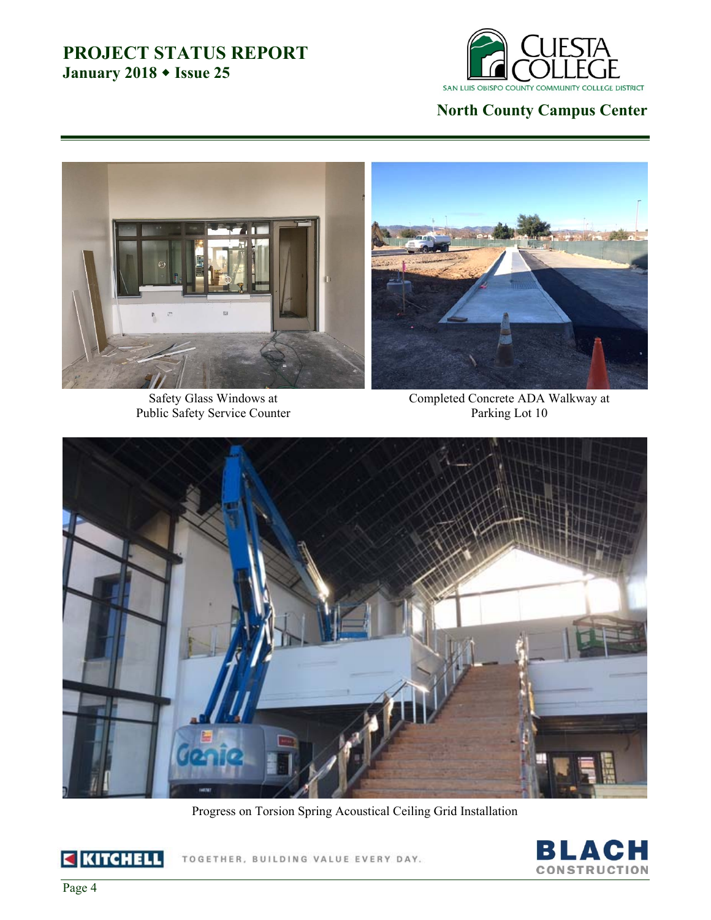Safety Glass Windows at Public Safety Service Counter

Completed Concrete ADA Walkway at Parking Lot 10

Progress on Torsion Spring Acoustical Ceiling Grid Installation